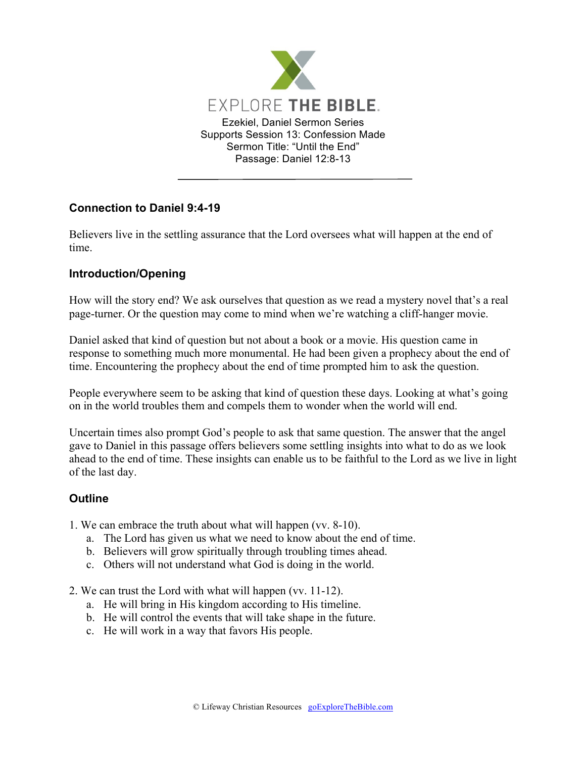EXPLORE THE BIBLE.

Ezekiel, Daniel Sermon Series
Supports Session 13: Confession Made
Sermon Title: "Until the End"
Passage: Daniel 12:8-13

---

## Connection to Daniel 9:4-19

Believers live in the settling assurance that the Lord oversees what will happen at the end of time.

## Introduction/Opening

How will the story end? We ask ourselves that question as we read a mystery novel that's a real page-turner. Or the question may come to mind when we're watching a cliff-hanger movie.

Daniel asked that kind of question but not about a book or a movie. His question came in response to something much more monumental. He had been given a prophecy about the end of time. Encountering the prophecy about the end of time prompted him to ask the question.

People everywhere seem to be asking that kind of question these days. Looking at what's going on in the world troubles them and compels them to wonder when the world will end.

Uncertain times also prompt God's people to ask that same question. The answer that the angel gave to Daniel in this passage offers believers some settling insights into what to do as we look ahead to the end of time. These insights can enable us to be faithful to the Lord as we live in light of the last day.

## Outline

1. We can embrace the truth about what will happen (vv. 8-10).
   a. The Lord has given us what we need to know about the end of time.
   b. Believers will grow spiritually through troubling times ahead.
   c. Others will not understand what God is doing in the world.

2. We can trust the Lord with what will happen (vv. 11-12).
   a. He will bring in His kingdom according to His timeline.
   b. He will control the events that will take shape in the future.
   c. He will work in a way that favors His people.

© Lifeway Christian Resources goExploreTheBible.com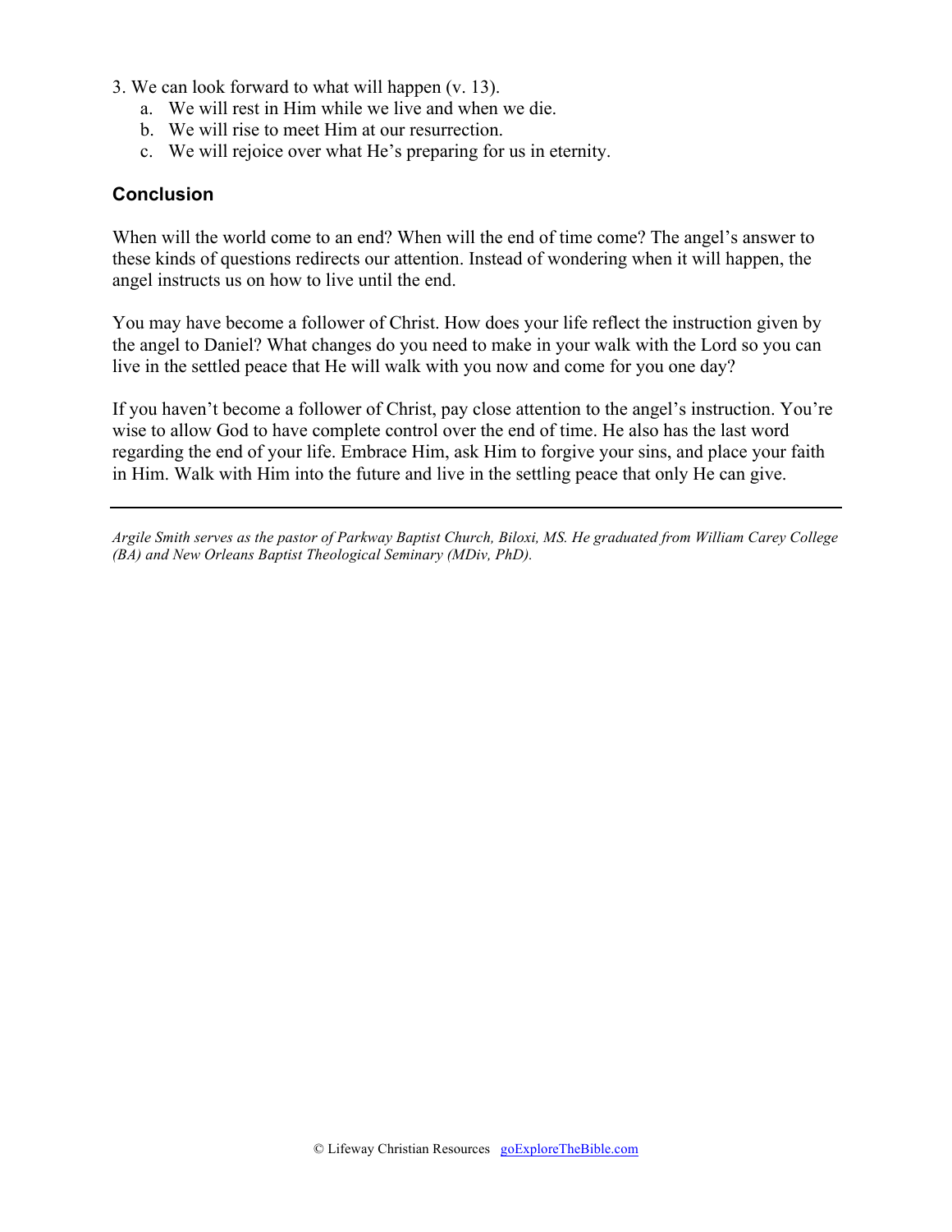3. We can look forward to what will happen (v. 13).
    a. We will rest in Him while we live and when we die.
    b. We will rise to meet Him at our resurrection.
    c. We will rejoice over what He's preparing for us in eternity.

### Conclusion

When will the world come to an end? When will the end of time come? The angel's answer to these kinds of questions redirects our attention. Instead of wondering when it will happen, the angel instructs us on how to live until the end.

You may have become a follower of Christ. How does your life reflect the instruction given by the angel to Daniel? What changes do you need to make in your walk with the Lord so you can live in the settled peace that He will walk with you now and come for you one day?

If you haven't become a follower of Christ, pay close attention to the angel's instruction. You're wise to allow God to have complete control over the end of time. He also has the last word regarding the end of your life. Embrace Him, ask Him to forgive your sins, and place your faith in Him. Walk with Him into the future and live in the settling peace that only He can give.

---

*Argile Smith serves as the pastor of Parkway Baptist Church, Biloxi, MS. He graduated from William Carey College (BA) and New Orleans Baptist Theological Seminary (MDiv, PhD).*

© Lifeway Christian Resources goExploreTheBible.com